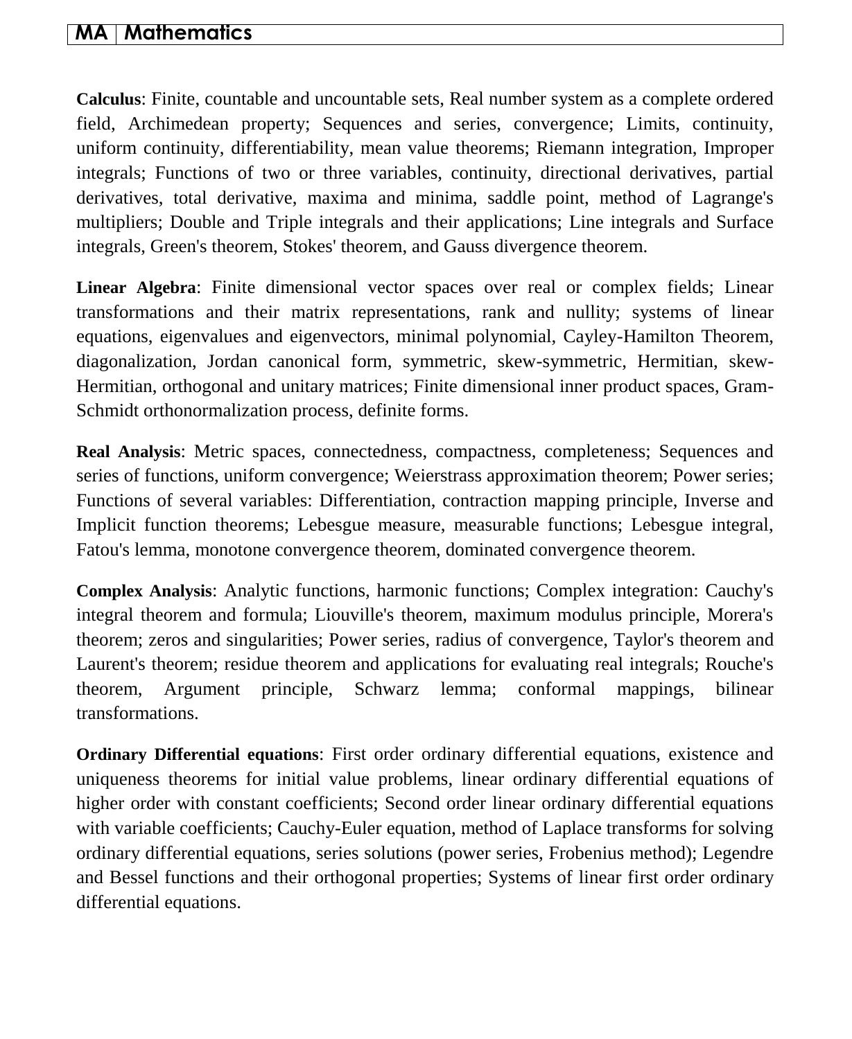# MA | Mathematics

**Calculus**: Finite, countable and uncountable sets, Real number system as a complete ordered field, Archimedean property; Sequences and series, convergence; Limits, continuity, uniform continuity, differentiability, mean value theorems; Riemann integration, Improper integrals; Functions of two or three variables, continuity, directional derivatives, partial derivatives, total derivative, maxima and minima, saddle point, method of Lagrange's multipliers; Double and Triple integrals and their applications; Line integrals and Surface integrals, Green's theorem, Stokes' theorem, and Gauss divergence theorem.

**Linear Algebra**: Finite dimensional vector spaces over real or complex fields; Linear transformations and their matrix representations, rank and nullity; systems of linear equations, eigenvalues and eigenvectors, minimal polynomial, Cayley-Hamilton Theorem, diagonalization, Jordan canonical form, symmetric, skew-symmetric, Hermitian, skew-Hermitian, orthogonal and unitary matrices; Finite dimensional inner product spaces, Gram-Schmidt orthonormalization process, definite forms.

**Real Analysis**: Metric spaces, connectedness, compactness, completeness; Sequences and series of functions, uniform convergence; Weierstrass approximation theorem; Power series; Functions of several variables: Differentiation, contraction mapping principle, Inverse and Implicit function theorems; Lebesgue measure, measurable functions; Lebesgue integral, Fatou's lemma, monotone convergence theorem, dominated convergence theorem.

**Complex Analysis**: Analytic functions, harmonic functions; Complex integration: Cauchy's integral theorem and formula; Liouville's theorem, maximum modulus principle, Morera's theorem; zeros and singularities; Power series, radius of convergence, Taylor's theorem and Laurent's theorem; residue theorem and applications for evaluating real integrals; Rouche's theorem, Argument principle, Schwarz lemma; conformal mappings, bilinear transformations.

**Ordinary Differential equations**: First order ordinary differential equations, existence and uniqueness theorems for initial value problems, linear ordinary differential equations of higher order with constant coefficients; Second order linear ordinary differential equations with variable coefficients; Cauchy-Euler equation, method of Laplace transforms for solving ordinary differential equations, series solutions (power series, Frobenius method); Legendre and Bessel functions and their orthogonal properties; Systems of linear first order ordinary differential equations.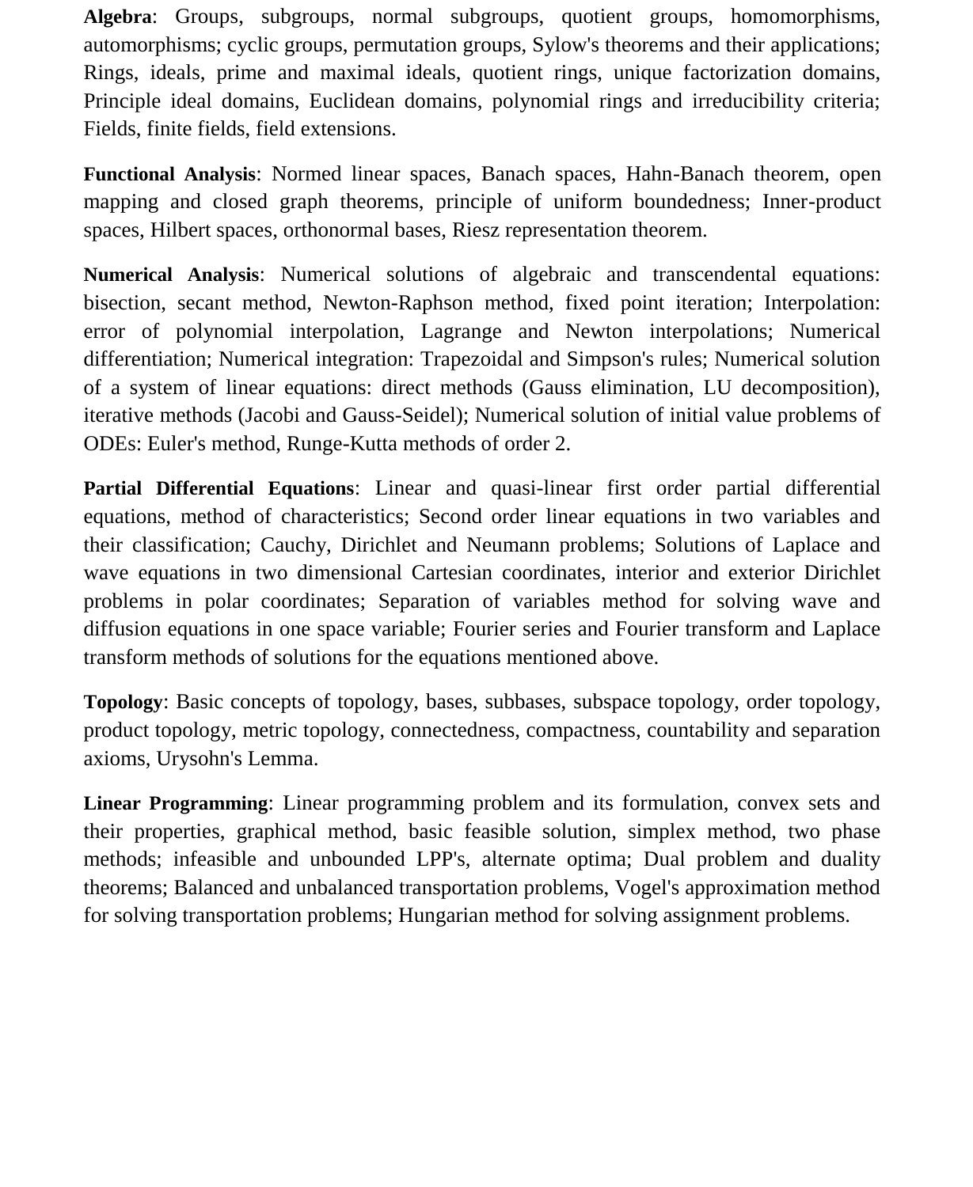**Algebra**: Groups, subgroups, normal subgroups, quotient groups, homomorphisms, automorphisms; cyclic groups, permutation groups, Sylow's theorems and their applications; Rings, ideals, prime and maximal ideals, quotient rings, unique factorization domains, Principle ideal domains, Euclidean domains, polynomial rings and irreducibility criteria; Fields, finite fields, field extensions.

**Functional Analysis**: Normed linear spaces, Banach spaces, Hahn-Banach theorem, open mapping and closed graph theorems, principle of uniform boundedness; Inner-product spaces, Hilbert spaces, orthonormal bases, Riesz representation theorem.

**Numerical Analysis**: Numerical solutions of algebraic and transcendental equations: bisection, secant method, Newton-Raphson method, fixed point iteration; Interpolation: error of polynomial interpolation, Lagrange and Newton interpolations; Numerical differentiation; Numerical integration: Trapezoidal and Simpson's rules; Numerical solution of a system of linear equations: direct methods (Gauss elimination, LU decomposition), iterative methods (Jacobi and Gauss-Seidel); Numerical solution of initial value problems of ODEs: Euler's method, Runge-Kutta methods of order 2.

**Partial Differential Equations**: Linear and quasi-linear first order partial differential equations, method of characteristics; Second order linear equations in two variables and their classification; Cauchy, Dirichlet and Neumann problems; Solutions of Laplace and wave equations in two dimensional Cartesian coordinates, interior and exterior Dirichlet problems in polar coordinates; Separation of variables method for solving wave and diffusion equations in one space variable; Fourier series and Fourier transform and Laplace transform methods of solutions for the equations mentioned above.

**Topology**: Basic concepts of topology, bases, subbases, subspace topology, order topology, product topology, metric topology, connectedness, compactness, countability and separation axioms, Urysohn's Lemma.

**Linear Programming**: Linear programming problem and its formulation, convex sets and their properties, graphical method, basic feasible solution, simplex method, two phase methods; infeasible and unbounded LPP's, alternate optima; Dual problem and duality theorems; Balanced and unbalanced transportation problems, Vogel's approximation method for solving transportation problems; Hungarian method for solving assignment problems.